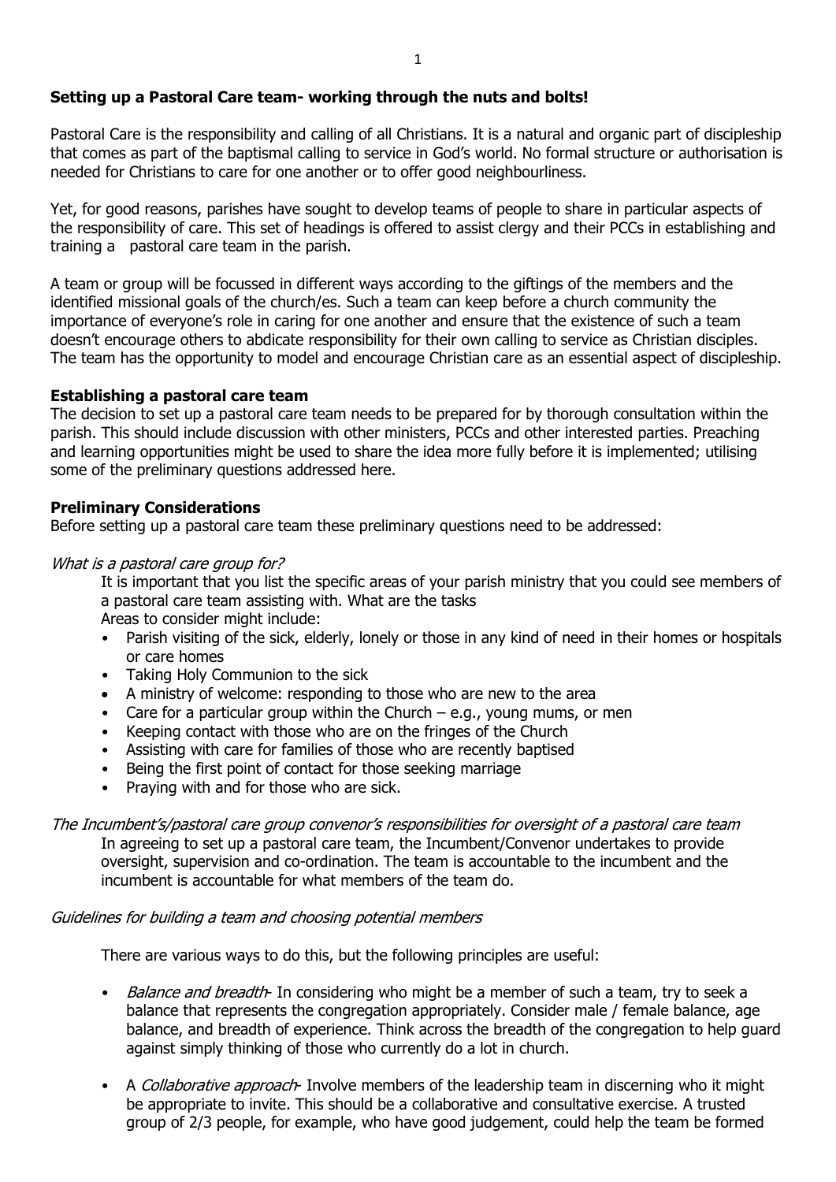**Setting up a Pastoral Care team- working through the nuts and bolts!**

Pastoral Care is the responsibility and calling of all Christians. It is a natural and organic part of discipleship that comes as part of the baptismal calling to service in God's world. No formal structure or authorisation is needed for Christians to care for one another or to offer good neighbourliness.

Yet, for good reasons, parishes have sought to develop teams of people to share in particular aspects of the responsibility of care. This set of headings is offered to assist clergy and their PCCs in establishing and training a pastoral care team in the parish.

A team or group will be focussed in different ways according to the giftings of the members and the identified missional goals of the church/es. Such a team can keep before a church community the importance of everyone's role in caring for one another and ensure that the existence of such a team doesn't encourage others to abdicate responsibility for their own calling to service as Christian disciples. The team has the opportunity to model and encourage Christian care as an essential aspect of discipleship.

**Establishing a pastoral care team**

The decision to set up a pastoral care team needs to be prepared for by thorough consultation within the parish. This should include discussion with other ministers, PCCs and other interested parties. Preaching and learning opportunities might be used to share the idea more fully before it is implemented; utilising some of the preliminary questions addressed here.

**Preliminary Considerations**

Before setting up a pastoral care team these preliminary questions need to be addressed:

*What is a pastoral care group for?*

It is important that you list the specific areas of your parish ministry that you could see members of a pastoral care team assisting with. What are the tasks

Areas to consider might include:

- Parish visiting of the sick, elderly, lonely or those in any kind of need in their homes or hospitals or care homes
- Taking Holy Communion to the sick
- A ministry of welcome: responding to those who are new to the area
- Care for a particular group within the Church – e.g., young mums, or men
- Keeping contact with those who are on the fringes of the Church
- Assisting with care for families of those who are recently baptised
- Being the first point of contact for those seeking marriage
- Praying with and for those who are sick.

*The Incumbent's/pastoral care group convenor's responsibilities for oversight of a pastoral care team*

In agreeing to set up a pastoral care team, the Incumbent/Convenor undertakes to provide oversight, supervision and co-ordination. The team is accountable to the incumbent and the incumbent is accountable for what members of the team do.

*Guidelines for building a team and choosing potential members*

There are various ways to do this, but the following principles are useful:

- *Balance and breadth*- In considering who might be a member of such a team, try to seek a balance that represents the congregation appropriately. Consider male / female balance, age balance, and breadth of experience. Think across the breadth of the congregation to help guard against simply thinking of those who currently do a lot in church.

- A *Collaborative approach*- Involve members of the leadership team in discerning who it might be appropriate to invite. This should be a collaborative and consultative exercise. A trusted group of 2/3 people, for example, who have good judgement, could help the team be formed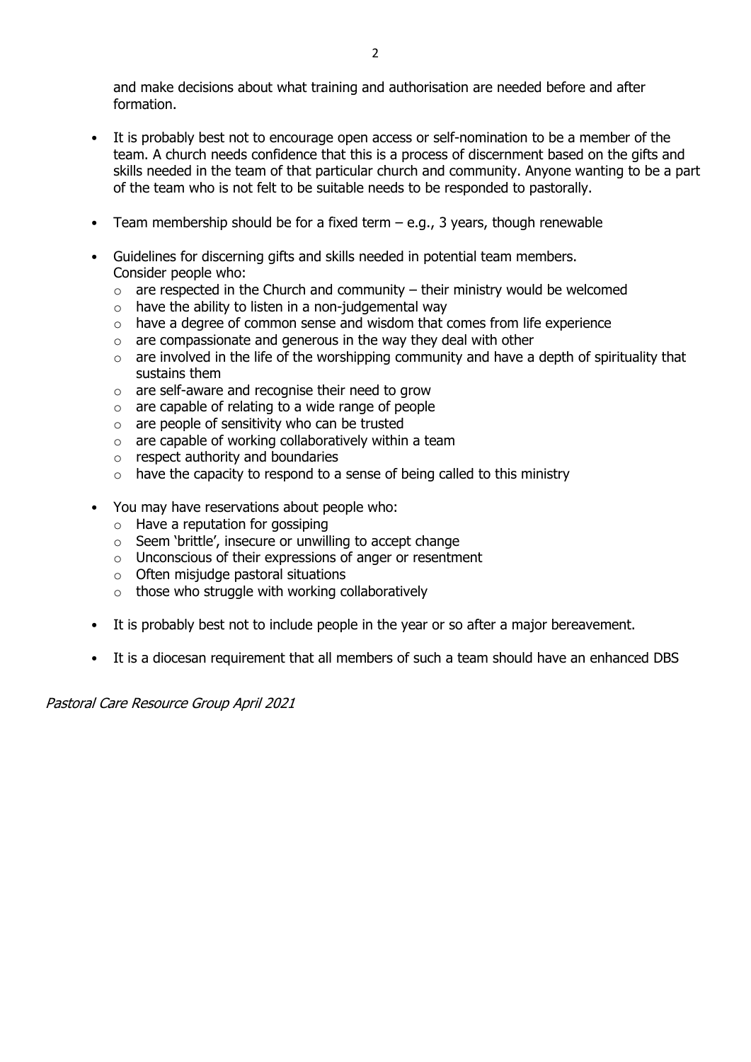and make decisions about what training and authorisation are needed before and after formation.

- It is probably best not to encourage open access or self-nomination to be a member of the team. A church needs confidence that this is a process of discernment based on the gifts and skills needed in the team of that particular church and community. Anyone wanting to be a part of the team who is not felt to be suitable needs to be responded to pastorally.

- Team membership should be for a fixed term – e.g., 3 years, though renewable

- Guidelines for discerning gifts and skills needed in potential team members.
  Consider people who:
  - are respected in the Church and community – their ministry would be welcomed
  - have the ability to listen in a non-judgemental way
  - have a degree of common sense and wisdom that comes from life experience
  - are compassionate and generous in the way they deal with other
  - are involved in the life of the worshipping community and have a depth of spirituality that sustains them
  - are self-aware and recognise their need to grow
  - are capable of relating to a wide range of people
  - are people of sensitivity who can be trusted
  - are capable of working collaboratively within a team
  - respect authority and boundaries
  - have the capacity to respond to a sense of being called to this ministry

- You may have reservations about people who:
  - Have a reputation for gossiping
  - Seem 'brittle', insecure or unwilling to accept change
  - Unconscious of their expressions of anger or resentment
  - Often misjudge pastoral situations
  - those who struggle with working collaboratively

- It is probably best not to include people in the year or so after a major bereavement.

- It is a diocesan requirement that all members of such a team should have an enhanced DBS

*Pastoral Care Resource Group April 2021*